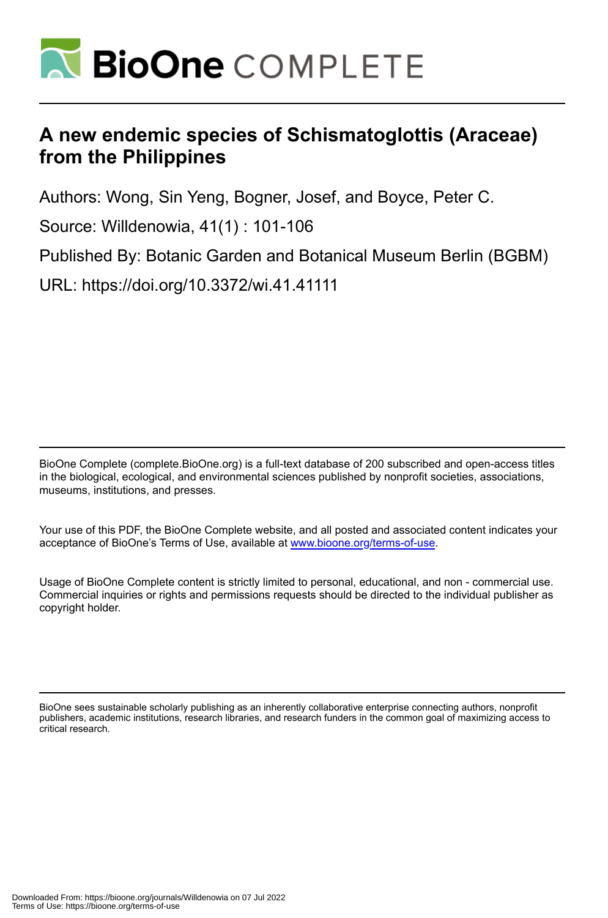# A new endemic species of Schismatoglottis (Araceae) from the Philippines

Authors: Wong, Sin Yeng, Bogner, Josef, and Boyce, Peter C.

Source: Willdenowia, 41(1) : 101-106

Published By: Botanic Garden and Botanical Museum Berlin (BGBM)

URL: https://doi.org/10.3372/wi.41.41111

BioOne Complete (complete.BioOne.org) is a full-text database of 200 subscribed and open-access titles in the biological, ecological, and environmental sciences published by nonprofit societies, associations, museums, institutions, and presses.

Your use of this PDF, the BioOne Complete website, and all posted and associated content indicates your acceptance of BioOne's Terms of Use, available at www.bioone.org/terms-of-use.

Usage of BioOne Complete content is strictly limited to personal, educational, and non - commercial use. Commercial inquiries or rights and permissions requests should be directed to the individual publisher as copyright holder.

BioOne sees sustainable scholarly publishing as an inherently collaborative enterprise connecting authors, nonprofit publishers, academic institutions, research libraries, and research funders in the common goal of maximizing access to critical research.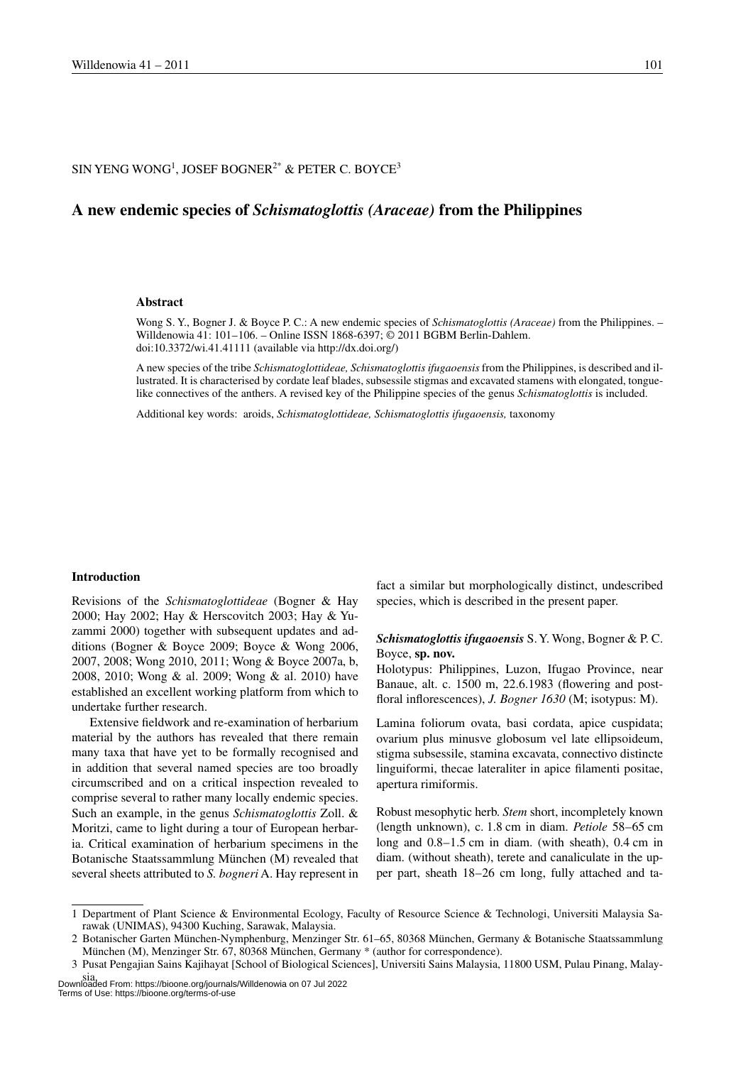SIN YENG WONG[1], JOSEF BOGNER[2*] & PETER C. BOYCE[3]

# A new endemic species of *Schismatoglottis (Araceae)* from the Philippines

### Abstract

Wong S. Y., Bogner J. & Boyce P. C.: A new endemic species of *Schismatoglottis (Araceae)* from the Philippines. – Willdenowia 41: 101–106. – Online ISSN 1868-6397; © 2011 BGBM Berlin-Dahlem. doi:10.3372/wi.41.41111 (available via http://dx.doi.org/)

A new species of the tribe *Schismatoglottideae, Schismatoglottis ifugaoensis* from the Philippines, is described and illustrated. It is characterised by cordate leaf blades, subsessile stigmas and excavated stamens with elongated, tongue-like connectives of the anthers. A revised key of the Philippine species of the genus *Schismatoglottis* is included.

Additional key words: aroids, *Schismatoglottideae, Schismatoglottis ifugaoensis,* taxonomy

### Introduction

Revisions of the *Schismatoglottideae* (Bogner & Hay 2000; Hay 2002; Hay & Herscovitch 2003; Hay & Yuzammi 2000) together with subsequent updates and additions (Bogner & Boyce 2009; Boyce & Wong 2006, 2007, 2008; Wong 2010, 2011; Wong & Boyce 2007a, b, 2008, 2010; Wong & al. 2009; Wong & al. 2010) have established an excellent working platform from which to undertake further research.

Extensive fieldwork and re-examination of herbarium material by the authors has revealed that there remain many taxa that have yet to be formally recognised and in addition that several named species are too broadly circumscribed and on a critical inspection revealed to comprise several to rather many locally endemic species. Such an example, in the genus *Schismatoglottis* Zoll. & Moritzi, came to light during a tour of European herbaria. Critical examination of herbarium specimens in the Botanische Staatssammlung München (M) revealed that several sheets attributed to *S. bogneri* A. Hay represent in fact a similar but morphologically distinct, undescribed species, which is described in the present paper.

***Schismatoglottis ifugaoensis*** S. Y. Wong, Bogner & P. C. Boyce, **sp. nov.**

Holotypus: Philippines, Luzon, Ifugao Province, near Banaue, alt. c. 1500 m, 22.6.1983 (flowering and post-floral inflorescences), *J. Bogner 1630* (M; isotypus: M).

Lamina foliorum ovata, basi cordata, apice cuspidata; ovarium plus minusve globosum vel late ellipsoideum, stigma subsessile, stamina excavata, connectivo distincte linguiformi, thecae lateraliter in apice filamenti positae, apertura rimiformis.

Robust mesophytic herb. *Stem* short, incompletely known (length unknown), c. 1.8 cm in diam. *Petiole* 58–65 cm long and 0.8–1.5 cm in diam. (with sheath), 0.4 cm in diam. (without sheath), terete and canaliculate in the upper part, sheath 18–26 cm long, fully attached and ta-

---

1 Department of Plant Science & Environmental Ecology, Faculty of Resource Science & Technologi, Universiti Malaysia Sarawak (UNIMAS), 94300 Kuching, Sarawak, Malaysia.

2 Botanischer Garten München-Nymphenburg, Menzinger Str. 61–65, 80368 München, Germany & Botanische Staatssammlung München (M), Menzinger Str. 67, 80368 München, Germany * (author for correspondence).

3 Pusat Pengajian Sains Kajihayat [School of Biological Sciences], Universiti Sains Malaysia, 11800 USM, Pulau Pinang, Malaysia.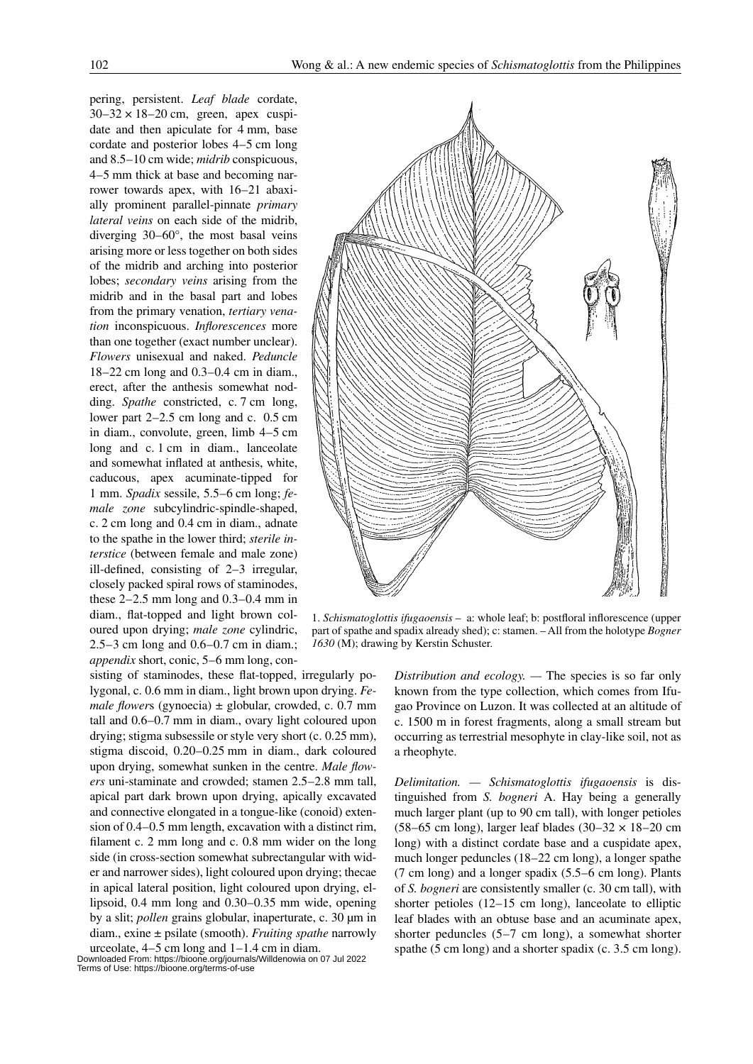pering, persistent. *Leaf blade* cordate, 30–32 × 18–20 cm, green, apex cuspidate and then apiculate for 4 mm, base cordate and posterior lobes 4–5 cm long and 8.5–10 cm wide; *midrib* conspicuous, 4–5 mm thick at base and becoming narrower towards apex, with 16–21 abaxially prominent parallel-pinnate *primary lateral veins* on each side of the midrib, diverging 30–60°, the most basal veins arising more or less together on both sides of the midrib and arching into posterior lobes; *secondary veins* arising from the midrib and in the basal part and lobes from the primary venation, *tertiary venation* inconspicuous. *Inflorescences* more than one together (exact number unclear). *Flowers* unisexual and naked. *Peduncle* 18–22 cm long and 0.3–0.4 cm in diam., erect, after the anthesis somewhat nodding. *Spathe* constricted, c. 7 cm long, lower part 2–2.5 cm long and c. 0.5 cm in diam., convolute, green, limb 4–5 cm long and c. 1 cm in diam., lanceolate and somewhat inflated at anthesis, white, caducous, apex acuminate-tipped for 1 mm. *Spadix* sessile, 5.5–6 cm long; *female zone* subcylindric-spindle-shaped, c. 2 cm long and 0.4 cm in diam., adnate to the spathe in the lower third; *sterile interstice* (between female and male zone) ill-defined, consisting of 2–3 irregular, closely packed spiral rows of staminodes, these 2–2.5 mm long and 0.3–0.4 mm in diam., flat-topped and light brown coloured upon drying; *male zone* cylindric, 2.5–3 cm long and 0.6–0.7 cm in diam.; *appendix* short, conic, 5–6 mm long, consisting of staminodes, these flat-topped, irregularly polygonal, c. 0.6 mm in diam., light brown upon drying. *Female flowers* (gynoecia) ± globular, crowded, c. 0.7 mm tall and 0.6–0.7 mm in diam., ovary light coloured upon drying; stigma subsessile or style very short (c. 0.25 mm), stigma discoid, 0.20–0.25 mm in diam., dark coloured upon drying, somewhat sunken in the centre. *Male flowers* uni-staminate and crowded; stamen 2.5–2.8 mm tall, apical part dark brown upon drying, apically excavated and connective elongated in a tongue-like (conoid) extension of 0.4–0.5 mm length, excavation with a distinct rim, filament c. 2 mm long and c. 0.8 mm wider on the long side (in cross-section somewhat subrectangular with wider and narrower sides), light coloured upon drying; thecae in apical lateral position, light coloured upon drying, ellipsoid, 0.4 mm long and 0.30–0.35 mm wide, opening by a slit; *pollen* grains globular, inaperturate, c. 30 µm in diam., exine ± psilate (smooth). *Fruiting spathe* narrowly urceolate, 4–5 cm long and 1–1.4 cm in diam.

1. *Schismatoglottis ifugaoensis* – a: whole leaf; b: postfloral inflorescence (upper part of spathe and spadix already shed); c: stamen. – All from the holotype *Bogner 1630* (M); drawing by Kerstin Schuster.

*Distribution and ecology.* — The species is so far only known from the type collection, which comes from Ifugao Province on Luzon. It was collected at an altitude of c. 1500 m in forest fragments, along a small stream but occurring as terrestrial mesophyte in clay-like soil, not as a rheophyte.

*Delimitation.* — *Schismatoglottis ifugaoensis* is distinguished from *S. bogneri* A. Hay being a generally much larger plant (up to 90 cm tall), with longer petioles (58–65 cm long), larger leaf blades (30–32 × 18–20 cm long) with a distinct cordate base and a cuspidate apex, much longer peduncles (18–22 cm long), a longer spathe (7 cm long) and a longer spadix (5.5–6 cm long). Plants of *S. bogneri* are consistently smaller (c. 30 cm tall), with shorter petioles (12–15 cm long), lanceolate to elliptic leaf blades with an obtuse base and an acuminate apex, shorter peduncles (5–7 cm long), a somewhat shorter spathe (5 cm long) and a shorter spadix (c. 3.5 cm long).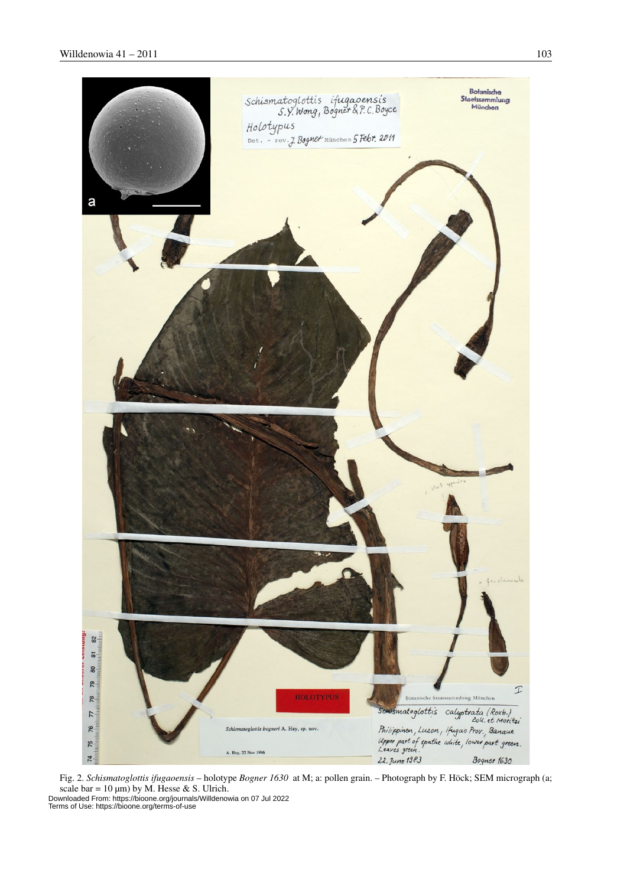Fig. 2. *Schismatoglottis ifugaoensis* – holotype *Bogner 1630* at M; a: pollen grain. – Photograph by F. Höck; SEM micrograph (a; scale bar = 10 μm) by M. Hesse & S. Ulrich.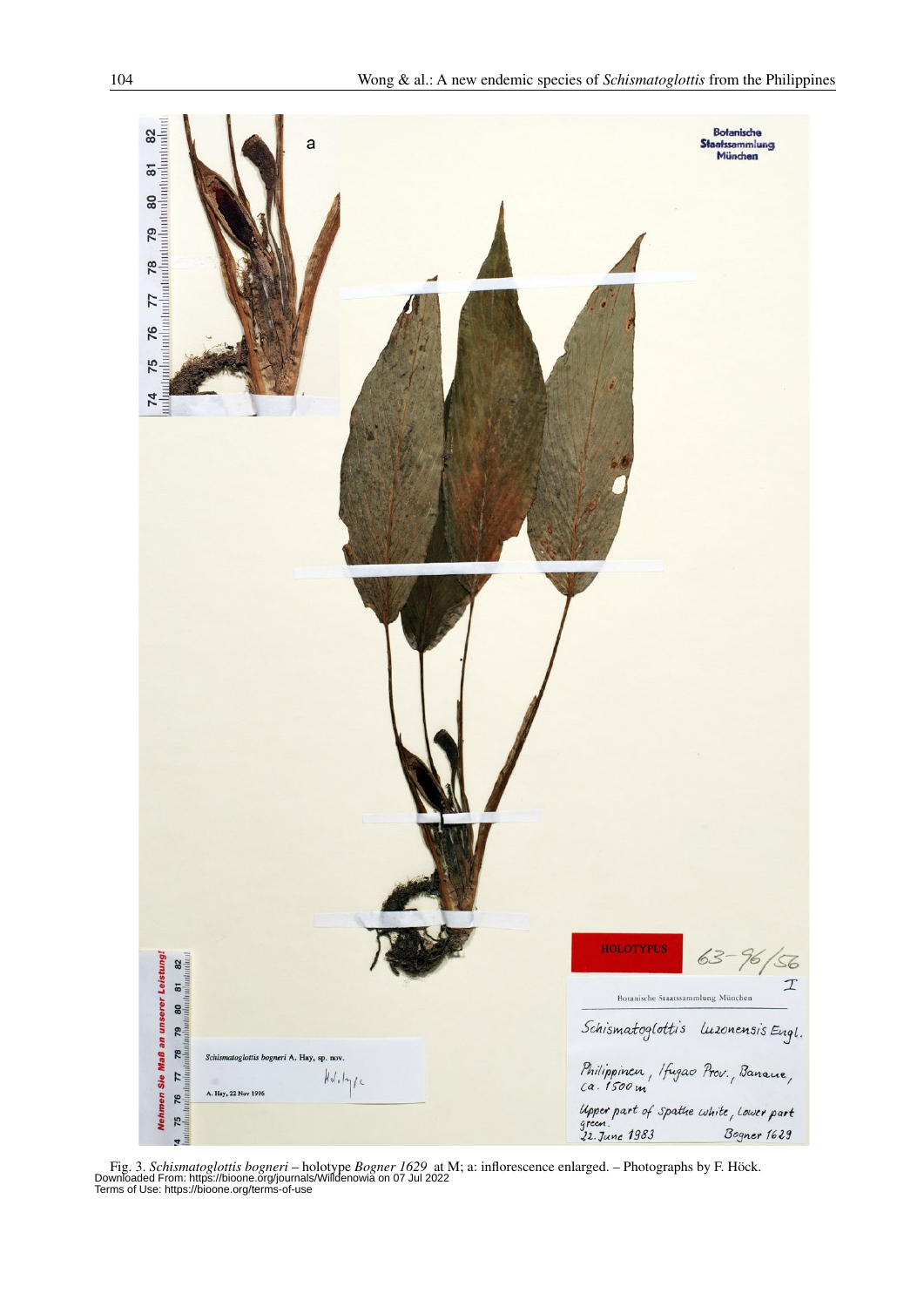Fig. 3. *Schismatoglottis bogneri* – holotype *Bogner 1629* at M; a: inflorescence enlarged. – Photographs by F. Höck.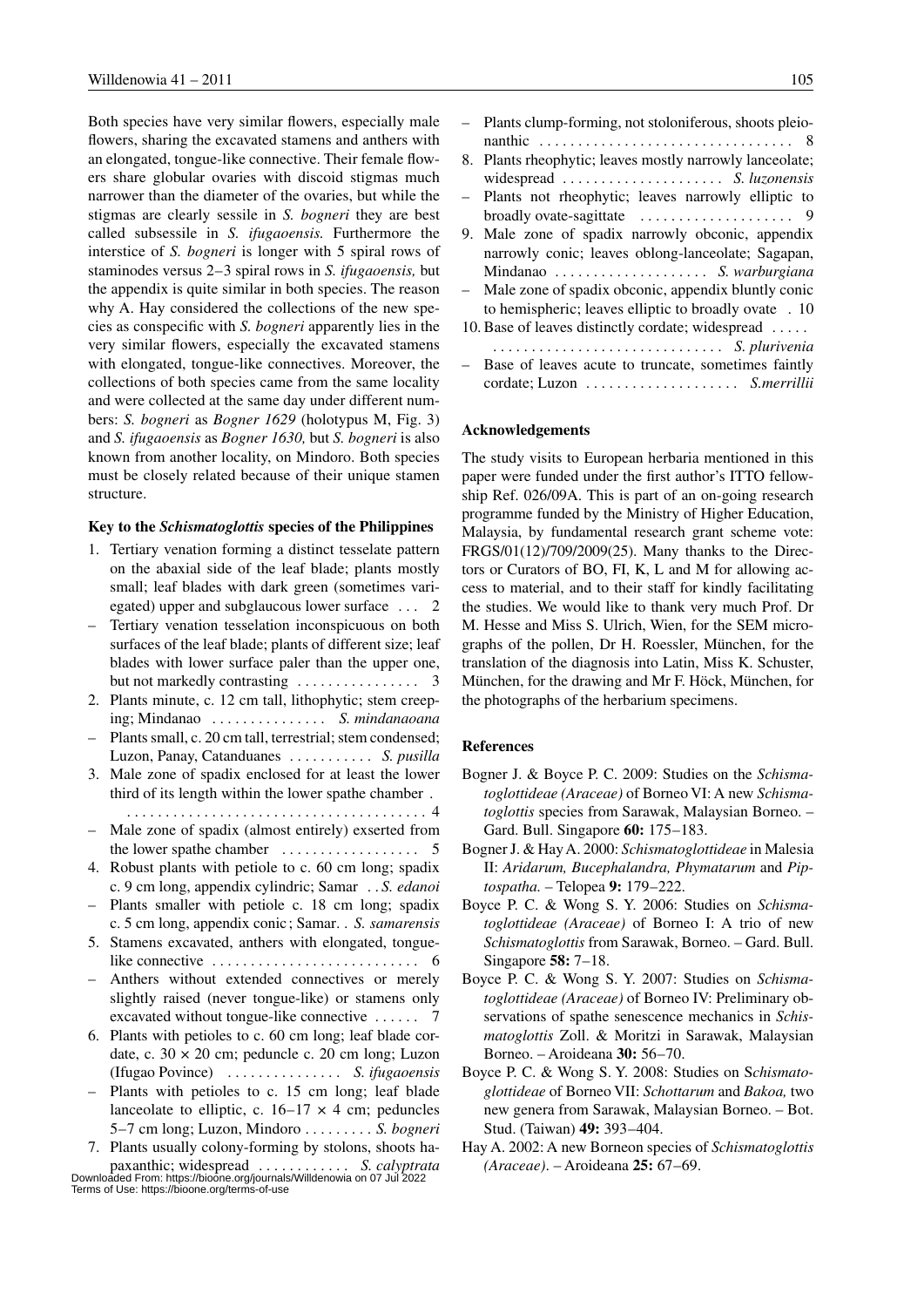Both species have very similar flowers, especially male flowers, sharing the excavated stamens and anthers with an elongated, tongue-like connective. Their female flowers share globular ovaries with discoid stigmas much narrower than the diameter of the ovaries, but while the stigmas are clearly sessile in *S. bogneri* they are best called subsessile in *S. ifugaoensis.* Furthermore the interstice of *S. bogneri* is longer with 5 spiral rows of staminodes versus 2–3 spiral rows in *S. ifugaoensis,* but the appendix is quite similar in both species. The reason why A. Hay considered the collections of the new species as conspecific with *S. bogneri* apparently lies in the very similar flowers, especially the excavated stamens with elongated, tongue-like connectives. Moreover, the collections of both species came from the same locality and were collected at the same day under different numbers: *S. bogneri* as *Bogner 1629* (holotypus M, Fig. 3) and *S. ifugaoensis* as *Bogner 1630,* but *S. bogneri* is also known from another locality, on Mindoro. Both species must be closely related because of their unique stamen structure.

### Key to the *Schismatoglottis* species of the Philippines

1. Tertiary venation forming a distinct tesselate pattern on the abaxial side of the leaf blade; plants mostly small; leaf blades with dark green (sometimes variegated) upper and subglaucous lower surface . . . 2
– Tertiary venation tesselation inconspicuous on both surfaces of the leaf blade; plants of different size; leaf blades with lower surface paler than the upper one, but not markedly contrasting . . . . . . . . . . . . . . . . 3
2. Plants minute, c. 12 cm tall, lithophytic; stem creeping; Mindanao . . . . . . . . . . . . . . . *S. mindanaoana*
– Plants small, c. 20 cm tall, terrestrial; stem condensed; Luzon, Panay, Catanduanes . . . . . . . . . . . *S. pusilla*
3. Male zone of spadix enclosed for at least the lower third of its length within the lower spathe chamber . . . . . . . . . . . . . . . . . . . . . . . . . . . . . . . . . . . . . . . . . . 4
– Male zone of spadix (almost entirely) exserted from the lower spathe chamber . . . . . . . . . . . . . . . . . . 5
4. Robust plants with petiole to c. 60 cm long; spadix c. 9 cm long, appendix cylindric; Samar . . *S. edanoi*
– Plants smaller with petiole c. 18 cm long; spadix c. 5 cm long, appendix conic ; Samar. . *S. samarensis*
5. Stamens excavated, anthers with elongated, tongue-like connective . . . . . . . . . . . . . . . . . . . . . . . . . . 6
– Anthers without extended connectives or merely slightly raised (never tongue-like) or stamens only excavated without tongue-like connective . . . . . . 7
6. Plants with petioles to c. 60 cm long; leaf blade cordate, c. 30 × 20 cm; peduncle c. 20 cm long; Luzon (Ifugao Povince) . . . . . . . . . . . . . . . *S. ifugaoensis*
– Plants with petioles to c. 15 cm long; leaf blade lanceolate to elliptic, c. 16–17 × 4 cm; peduncles 5–7 cm long; Luzon, Mindoro . . . . . . . . . *S. bogneri*
7. Plants usually colony-forming by stolons, shoots hapaxanthic; widespread . . . . . . . . . . . . *S. calyptrata*
– Plants clump-forming, not stoloniferous, shoots pleionanthic . . . . . . . . . . . . . . . . . . . . . . . . . . . . . . . . . 8
8. Plants rheophytic; leaves mostly narrowly lanceolate; widespread . . . . . . . . . . . . . . . . . . . . . *S. luzonensis*
– Plants not rheophytic; leaves narrowly elliptic to broadly ovate-sagittate . . . . . . . . . . . . . . . . . . . . 9
9. Male zone of spadix narrowly obconic, appendix narrowly conic; leaves oblong-lanceolate; Sagapan, Mindanao . . . . . . . . . . . . . . . . . . . . *S. warburgiana*
– Male zone of spadix obconic, appendix bluntly conic to hemispheric; leaves elliptic to broadly ovate . 10
10. Base of leaves distinctly cordate; widespread . . . . . . . . . . . . . . . . . . . . . . . . . . . . . . . . . . . *S. plurivenia*
– Base of leaves acute to truncate, sometimes faintly cordate; Luzon . . . . . . . . . . . . . . . . . . . . *S.merrillii*

### Acknowledgements

The study visits to European herbaria mentioned in this paper were funded under the first author's ITTO fellowship Ref. 026/09A. This is part of an on-going research programme funded by the Ministry of Higher Education, Malaysia, by fundamental research grant scheme vote: FRGS/01(12)/709/2009(25). Many thanks to the Directors or Curators of BO, FI, K, L and M for allowing access to material, and to their staff for kindly facilitating the studies. We would like to thank very much Prof. Dr M. Hesse and Miss S. Ulrich, Wien, for the SEM micrographs of the pollen, Dr H. Roessler, München, for the translation of the diagnosis into Latin, Miss K. Schuster, München, for the drawing and Mr F. Höck, München, for the photographs of the herbarium specimens.

### References

Bogner J. & Boyce P. C. 2009: Studies on the *Schismatoglottideae (Araceae)* of Borneo VI: A new *Schismatoglottis* species from Sarawak, Malaysian Borneo. – Gard. Bull. Singapore **60:** 175–183.

Bogner J. & Hay A. 2000: *Schismatoglottideae* in Malesia II: *Aridarum, Bucephalandra, Phymatarum* and *Piptospatha.* – Telopea **9:** 179–222.

Boyce P. C. & Wong S. Y. 2006: Studies on *Schismatoglottideae (Araceae)* of Borneo I: A trio of new *Schismatoglottis* from Sarawak, Borneo. – Gard. Bull. Singapore **58:** 7–18.

Boyce P. C. & Wong S. Y. 2007: Studies on *Schismatoglottideae (Araceae)* of Borneo IV: Preliminary observations of spathe senescence mechanics in *Schismatoglottis* Zoll. & Moritzi in Sarawak, Malaysian Borneo. – Aroideana **30:** 56–70.

Boyce P. C. & Wong S. Y. 2008: Studies on S*chismatoglottideae* of Borneo VII: *Schottarum* and *Bakoa,* two new genera from Sarawak, Malaysian Borneo. – Bot. Stud. (Taiwan) **49:** 393–404.

Hay A. 2002: A new Borneon species of *Schismatoglottis (Araceae)*. – Aroideana **25:** 67–69.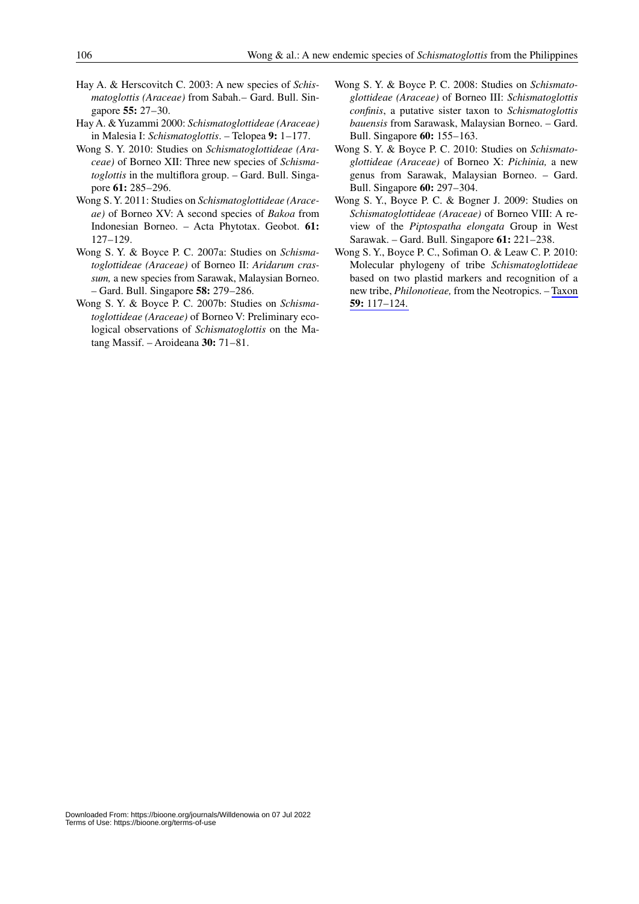Hay A. & Herscovitch C. 2003: A new species of *Schismatoglottis (Araceae)* from Sabah.– Gard. Bull. Singapore **55:** 27–30.

Hay A. & Yuzammi 2000: *Schismatoglottideae (Araceae)* in Malesia I: *Schismatoglottis*. – Telopea **9:** 1–177.

Wong S. Y. 2010: Studies on *Schismatoglottideae (Araceae)* of Borneo XII: Three new species of *Schismatoglottis* in the multiflora group. – Gard. Bull. Singapore **61:** 285–296.

Wong S. Y. 2011: Studies on *Schismatoglottideae (Araceae)* of Borneo XV: A second species of *Bakoa* from Indonesian Borneo. – Acta Phytotax. Geobot. **61:** 127–129.

Wong S. Y. & Boyce P. C. 2007a: Studies on *Schismatoglottideae (Araceae)* of Borneo II: *Aridarum crassum,* a new species from Sarawak, Malaysian Borneo. – Gard. Bull. Singapore **58:** 279–286.

Wong S. Y. & Boyce P. C. 2007b: Studies on *Schismatoglottideae (Araceae)* of Borneo V: Preliminary ecological observations of *Schismatoglottis* on the Matang Massif. – Aroideana **30:** 71–81.

Wong S. Y. & Boyce P. C. 2008: Studies on *Schismatoglottideae (Araceae)* of Borneo III: *Schismatoglottis confinis*, a putative sister taxon to *Schismatoglottis bauensis* from Sarawask, Malaysian Borneo. – Gard. Bull. Singapore **60:** 155–163.

Wong S. Y. & Boyce P. C. 2010: Studies on *Schismatoglottideae (Araceae)* of Borneo X: *Pichinia,* a new genus from Sarawak, Malaysian Borneo. – Gard. Bull. Singapore **60:** 297–304.

Wong S. Y., Boyce P. C. & Bogner J. 2009: Studies on *Schismatoglottideae (Araceae)* of Borneo VIII: A review of the *Piptospatha elongata* Group in West Sarawak. – Gard. Bull. Singapore **61:** 221–238.

Wong S. Y., Boyce P. C., Sofiman O. & Leaw C. P. 2010: Molecular phylogeny of tribe *Schismatoglottideae* based on two plastid markers and recognition of a new tribe, *Philonotieae,* from the Neotropics. – Taxon **59:** 117–124.